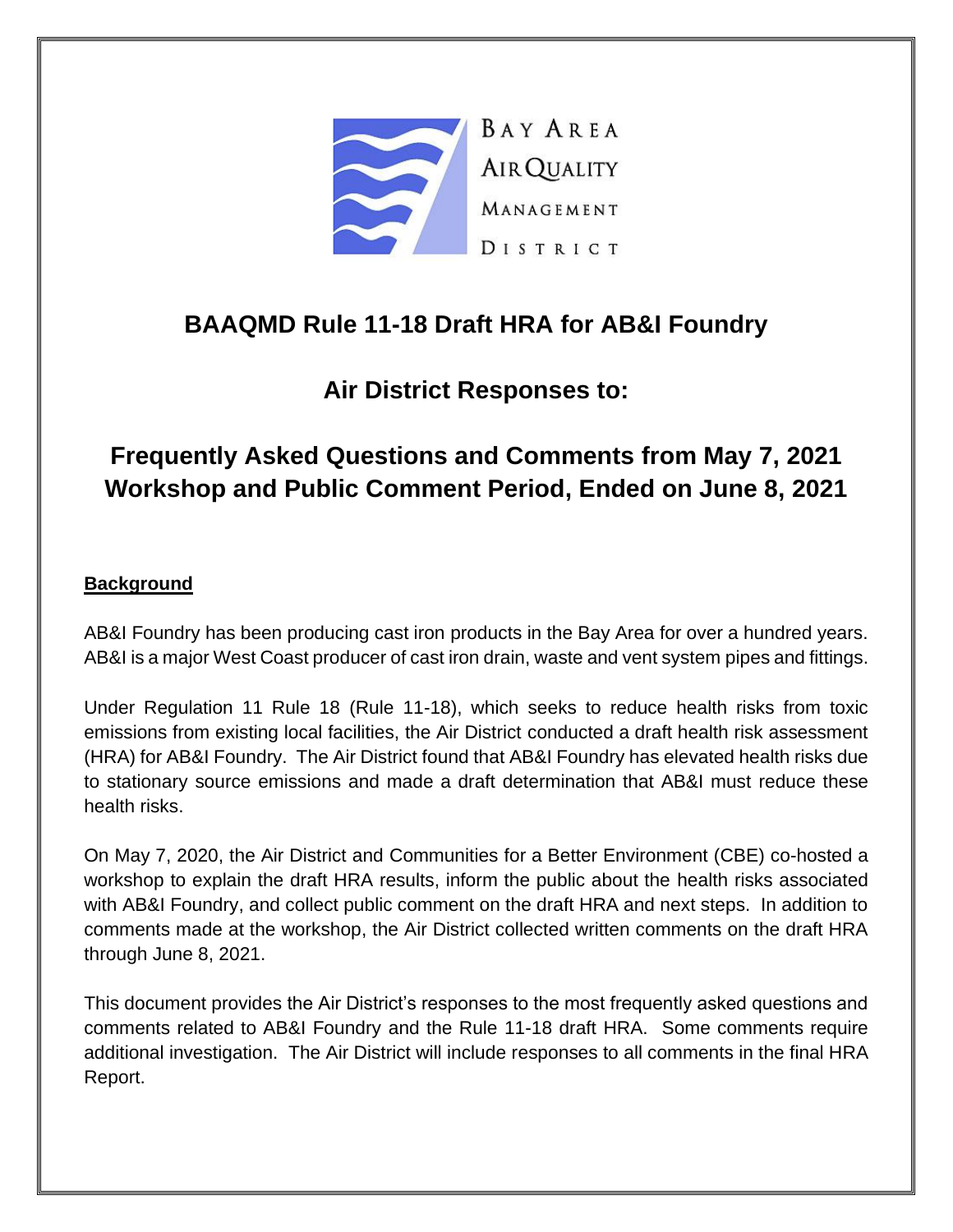BAY AREA AIR QUALITY MANAGEMENT DISTRICT

# BAAQMD Rule 11-18 Draft HRA for AB&I Foundry

## Air District Responses to:

## Frequently Asked Questions and Comments from May 7, 2021 Workshop and Public Comment Period, Ended on June 8, 2021

**Background**

AB&I Foundry has been producing cast iron products in the Bay Area for over a hundred years. AB&I is a major West Coast producer of cast iron drain, waste and vent system pipes and fittings.

Under Regulation 11 Rule 18 (Rule 11-18), which seeks to reduce health risks from toxic emissions from existing local facilities, the Air District conducted a draft health risk assessment (HRA) for AB&I Foundry. The Air District found that AB&I Foundry has elevated health risks due to stationary source emissions and made a draft determination that AB&I must reduce these health risks.

On May 7, 2020, the Air District and Communities for a Better Environment (CBE) co-hosted a workshop to explain the draft HRA results, inform the public about the health risks associated with AB&I Foundry, and collect public comment on the draft HRA and next steps. In addition to comments made at the workshop, the Air District collected written comments on the draft HRA through June 8, 2021.

This document provides the Air District's responses to the most frequently asked questions and comments related to AB&I Foundry and the Rule 11-18 draft HRA. Some comments require additional investigation. The Air District will include responses to all comments in the final HRA Report.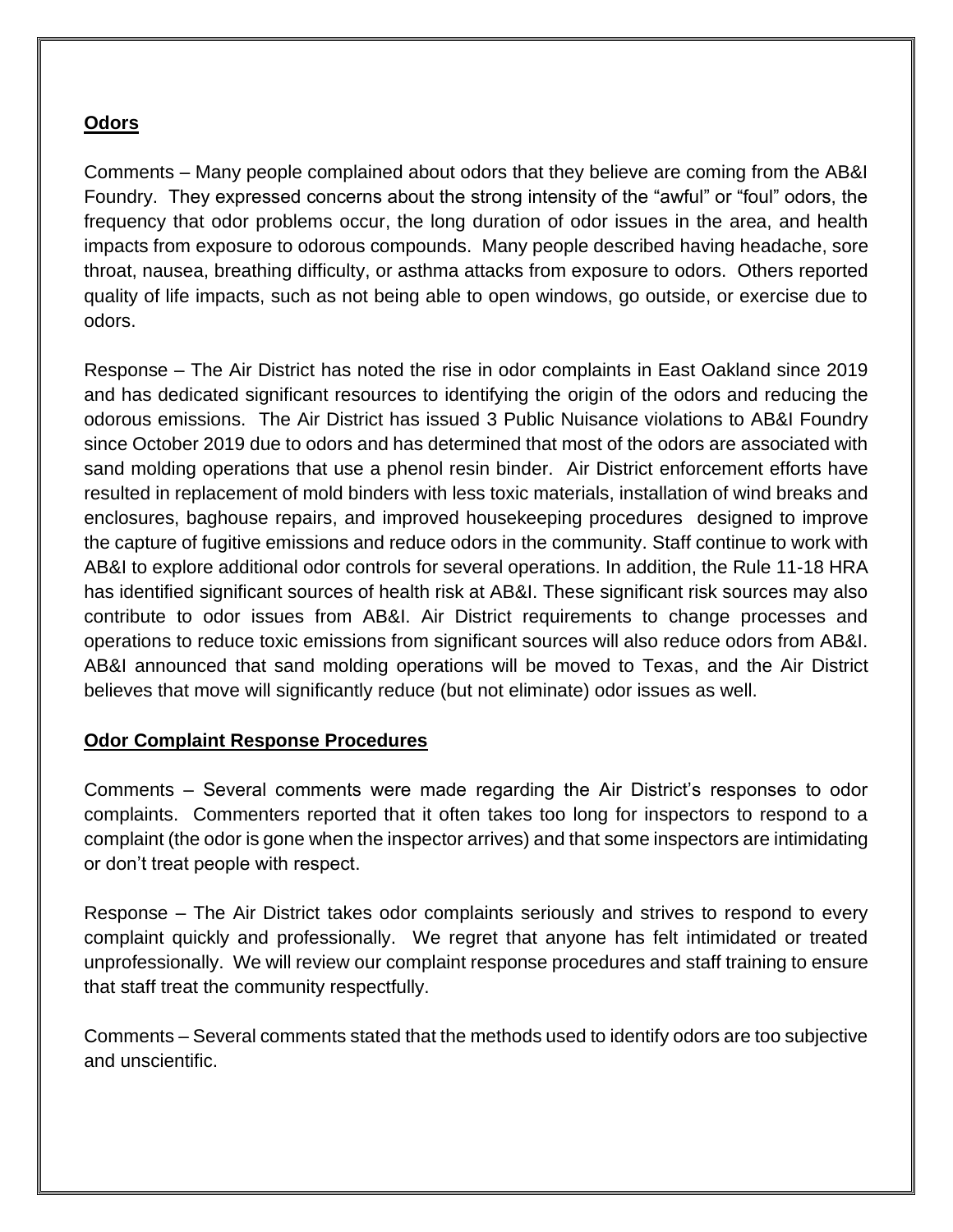**Odors**

Comments – Many people complained about odors that they believe are coming from the AB&I Foundry. They expressed concerns about the strong intensity of the “awful” or “foul” odors, the frequency that odor problems occur, the long duration of odor issues in the area, and health impacts from exposure to odorous compounds. Many people described having headache, sore throat, nausea, breathing difficulty, or asthma attacks from exposure to odors. Others reported quality of life impacts, such as not being able to open windows, go outside, or exercise due to odors.

Response – The Air District has noted the rise in odor complaints in East Oakland since 2019 and has dedicated significant resources to identifying the origin of the odors and reducing the odorous emissions. The Air District has issued 3 Public Nuisance violations to AB&I Foundry since October 2019 due to odors and has determined that most of the odors are associated with sand molding operations that use a phenol resin binder. Air District enforcement efforts have resulted in replacement of mold binders with less toxic materials, installation of wind breaks and enclosures, baghouse repairs, and improved housekeeping procedures designed to improve the capture of fugitive emissions and reduce odors in the community. Staff continue to work with AB&I to explore additional odor controls for several operations. In addition, the Rule 11-18 HRA has identified significant sources of health risk at AB&I. These significant risk sources may also contribute to odor issues from AB&I. Air District requirements to change processes and operations to reduce toxic emissions from significant sources will also reduce odors from AB&I. AB&I announced that sand molding operations will be moved to Texas, and the Air District believes that move will significantly reduce (but not eliminate) odor issues as well.

**Odor Complaint Response Procedures**

Comments – Several comments were made regarding the Air District’s responses to odor complaints. Commenters reported that it often takes too long for inspectors to respond to a complaint (the odor is gone when the inspector arrives) and that some inspectors are intimidating or don’t treat people with respect.

Response – The Air District takes odor complaints seriously and strives to respond to every complaint quickly and professionally. We regret that anyone has felt intimidated or treated unprofessionally. We will review our complaint response procedures and staff training to ensure that staff treat the community respectfully.

Comments – Several comments stated that the methods used to identify odors are too subjective and unscientific.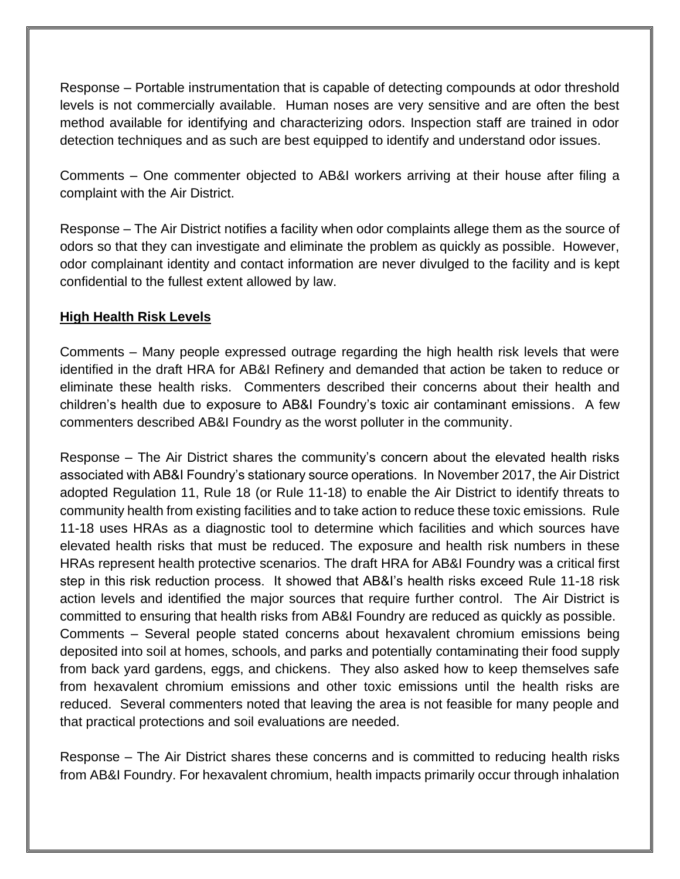Response – Portable instrumentation that is capable of detecting compounds at odor threshold levels is not commercially available. Human noses are very sensitive and are often the best method available for identifying and characterizing odors. Inspection staff are trained in odor detection techniques and as such are best equipped to identify and understand odor issues.

Comments – One commenter objected to AB&I workers arriving at their house after filing a complaint with the Air District.

Response – The Air District notifies a facility when odor complaints allege them as the source of odors so that they can investigate and eliminate the problem as quickly as possible. However, odor complainant identity and contact information are never divulged to the facility and is kept confidential to the fullest extent allowed by law.

**High Health Risk Levels**

Comments – Many people expressed outrage regarding the high health risk levels that were identified in the draft HRA for AB&I Refinery and demanded that action be taken to reduce or eliminate these health risks. Commenters described their concerns about their health and children's health due to exposure to AB&I Foundry's toxic air contaminant emissions. A few commenters described AB&I Foundry as the worst polluter in the community.

Response – The Air District shares the community's concern about the elevated health risks associated with AB&I Foundry's stationary source operations. In November 2017, the Air District adopted Regulation 11, Rule 18 (or Rule 11-18) to enable the Air District to identify threats to community health from existing facilities and to take action to reduce these toxic emissions. Rule 11-18 uses HRAs as a diagnostic tool to determine which facilities and which sources have elevated health risks that must be reduced. The exposure and health risk numbers in these HRAs represent health protective scenarios. The draft HRA for AB&I Foundry was a critical first step in this risk reduction process. It showed that AB&I's health risks exceed Rule 11-18 risk action levels and identified the major sources that require further control. The Air District is committed to ensuring that health risks from AB&I Foundry are reduced as quickly as possible.

Comments – Several people stated concerns about hexavalent chromium emissions being deposited into soil at homes, schools, and parks and potentially contaminating their food supply from back yard gardens, eggs, and chickens. They also asked how to keep themselves safe from hexavalent chromium emissions and other toxic emissions until the health risks are reduced. Several commenters noted that leaving the area is not feasible for many people and that practical protections and soil evaluations are needed.

Response – The Air District shares these concerns and is committed to reducing health risks from AB&I Foundry. For hexavalent chromium, health impacts primarily occur through inhalation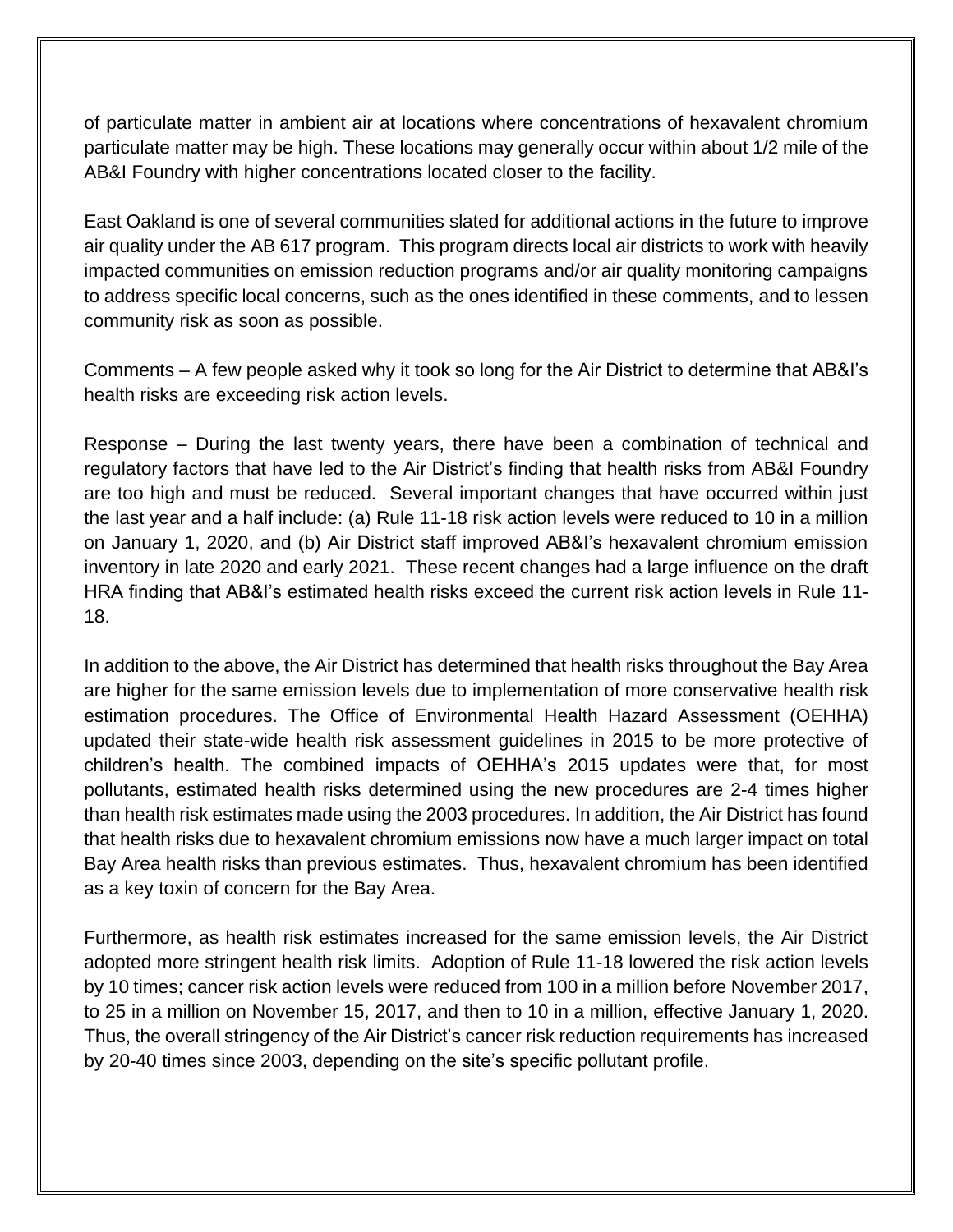of particulate matter in ambient air at locations where concentrations of hexavalent chromium particulate matter may be high. These locations may generally occur within about 1/2 mile of the AB&I Foundry with higher concentrations located closer to the facility.

East Oakland is one of several communities slated for additional actions in the future to improve air quality under the AB 617 program. This program directs local air districts to work with heavily impacted communities on emission reduction programs and/or air quality monitoring campaigns to address specific local concerns, such as the ones identified in these comments, and to lessen community risk as soon as possible.

Comments – A few people asked why it took so long for the Air District to determine that AB&I's health risks are exceeding risk action levels.

Response – During the last twenty years, there have been a combination of technical and regulatory factors that have led to the Air District's finding that health risks from AB&I Foundry are too high and must be reduced. Several important changes that have occurred within just the last year and a half include: (a) Rule 11-18 risk action levels were reduced to 10 in a million on January 1, 2020, and (b) Air District staff improved AB&I's hexavalent chromium emission inventory in late 2020 and early 2021. These recent changes had a large influence on the draft HRA finding that AB&I's estimated health risks exceed the current risk action levels in Rule 11-18.

In addition to the above, the Air District has determined that health risks throughout the Bay Area are higher for the same emission levels due to implementation of more conservative health risk estimation procedures. The Office of Environmental Health Hazard Assessment (OEHHA) updated their state-wide health risk assessment guidelines in 2015 to be more protective of children's health. The combined impacts of OEHHA's 2015 updates were that, for most pollutants, estimated health risks determined using the new procedures are 2-4 times higher than health risk estimates made using the 2003 procedures. In addition, the Air District has found that health risks due to hexavalent chromium emissions now have a much larger impact on total Bay Area health risks than previous estimates. Thus, hexavalent chromium has been identified as a key toxin of concern for the Bay Area.

Furthermore, as health risk estimates increased for the same emission levels, the Air District adopted more stringent health risk limits. Adoption of Rule 11-18 lowered the risk action levels by 10 times; cancer risk action levels were reduced from 100 in a million before November 2017, to 25 in a million on November 15, 2017, and then to 10 in a million, effective January 1, 2020. Thus, the overall stringency of the Air District's cancer risk reduction requirements has increased by 20-40 times since 2003, depending on the site's specific pollutant profile.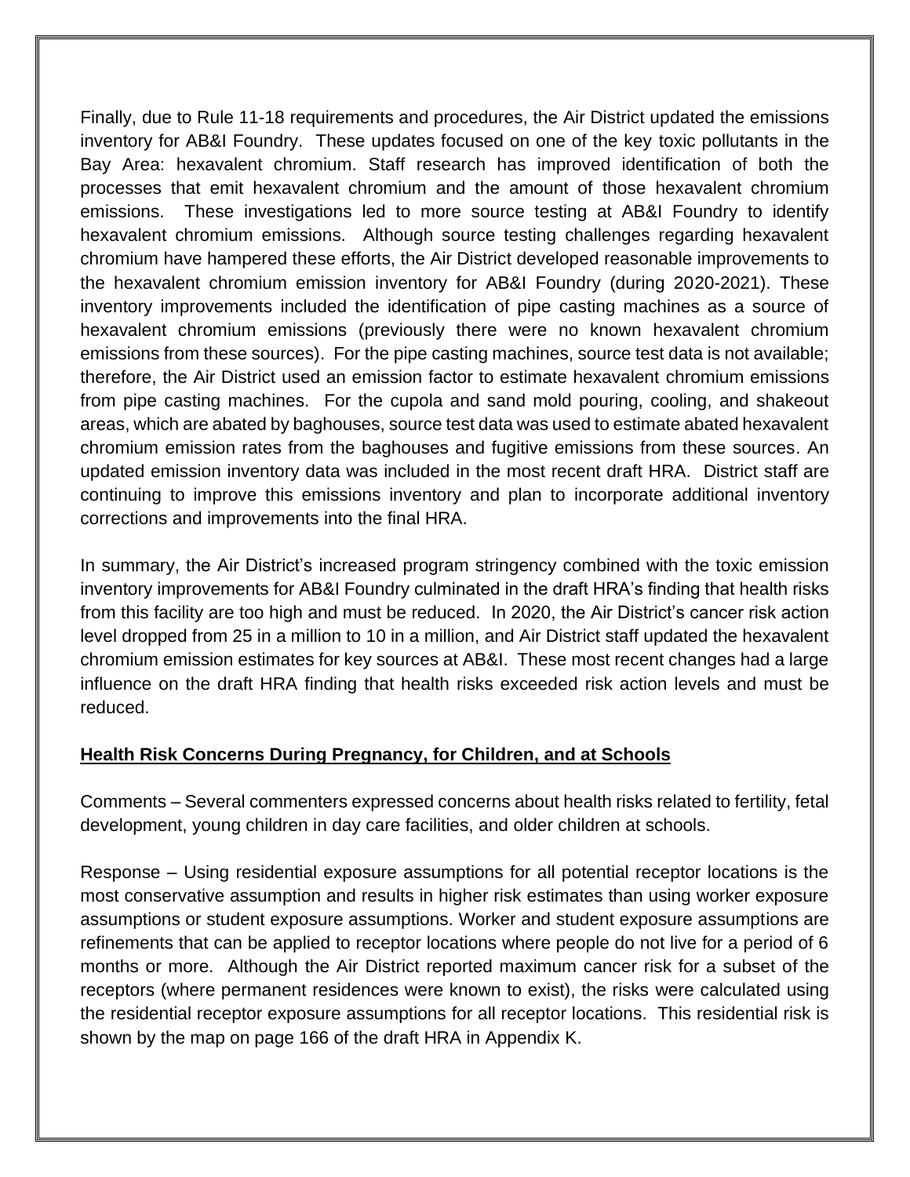Finally, due to Rule 11-18 requirements and procedures, the Air District updated the emissions inventory for AB&I Foundry. These updates focused on one of the key toxic pollutants in the Bay Area: hexavalent chromium. Staff research has improved identification of both the processes that emit hexavalent chromium and the amount of those hexavalent chromium emissions. These investigations led to more source testing at AB&I Foundry to identify hexavalent chromium emissions. Although source testing challenges regarding hexavalent chromium have hampered these efforts, the Air District developed reasonable improvements to the hexavalent chromium emission inventory for AB&I Foundry (during 2020-2021). These inventory improvements included the identification of pipe casting machines as a source of hexavalent chromium emissions (previously there were no known hexavalent chromium emissions from these sources). For the pipe casting machines, source test data is not available; therefore, the Air District used an emission factor to estimate hexavalent chromium emissions from pipe casting machines. For the cupola and sand mold pouring, cooling, and shakeout areas, which are abated by baghouses, source test data was used to estimate abated hexavalent chromium emission rates from the baghouses and fugitive emissions from these sources. An updated emission inventory data was included in the most recent draft HRA. District staff are continuing to improve this emissions inventory and plan to incorporate additional inventory corrections and improvements into the final HRA.

In summary, the Air District's increased program stringency combined with the toxic emission inventory improvements for AB&I Foundry culminated in the draft HRA's finding that health risks from this facility are too high and must be reduced. In 2020, the Air District's cancer risk action level dropped from 25 in a million to 10 in a million, and Air District staff updated the hexavalent chromium emission estimates for key sources at AB&I. These most recent changes had a large influence on the draft HRA finding that health risks exceeded risk action levels and must be reduced.

**Health Risk Concerns During Pregnancy, for Children, and at Schools**

Comments – Several commenters expressed concerns about health risks related to fertility, fetal development, young children in day care facilities, and older children at schools.

Response – Using residential exposure assumptions for all potential receptor locations is the most conservative assumption and results in higher risk estimates than using worker exposure assumptions or student exposure assumptions. Worker and student exposure assumptions are refinements that can be applied to receptor locations where people do not live for a period of 6 months or more. Although the Air District reported maximum cancer risk for a subset of the receptors (where permanent residences were known to exist), the risks were calculated using the residential receptor exposure assumptions for all receptor locations. This residential risk is shown by the map on page 166 of the draft HRA in Appendix K.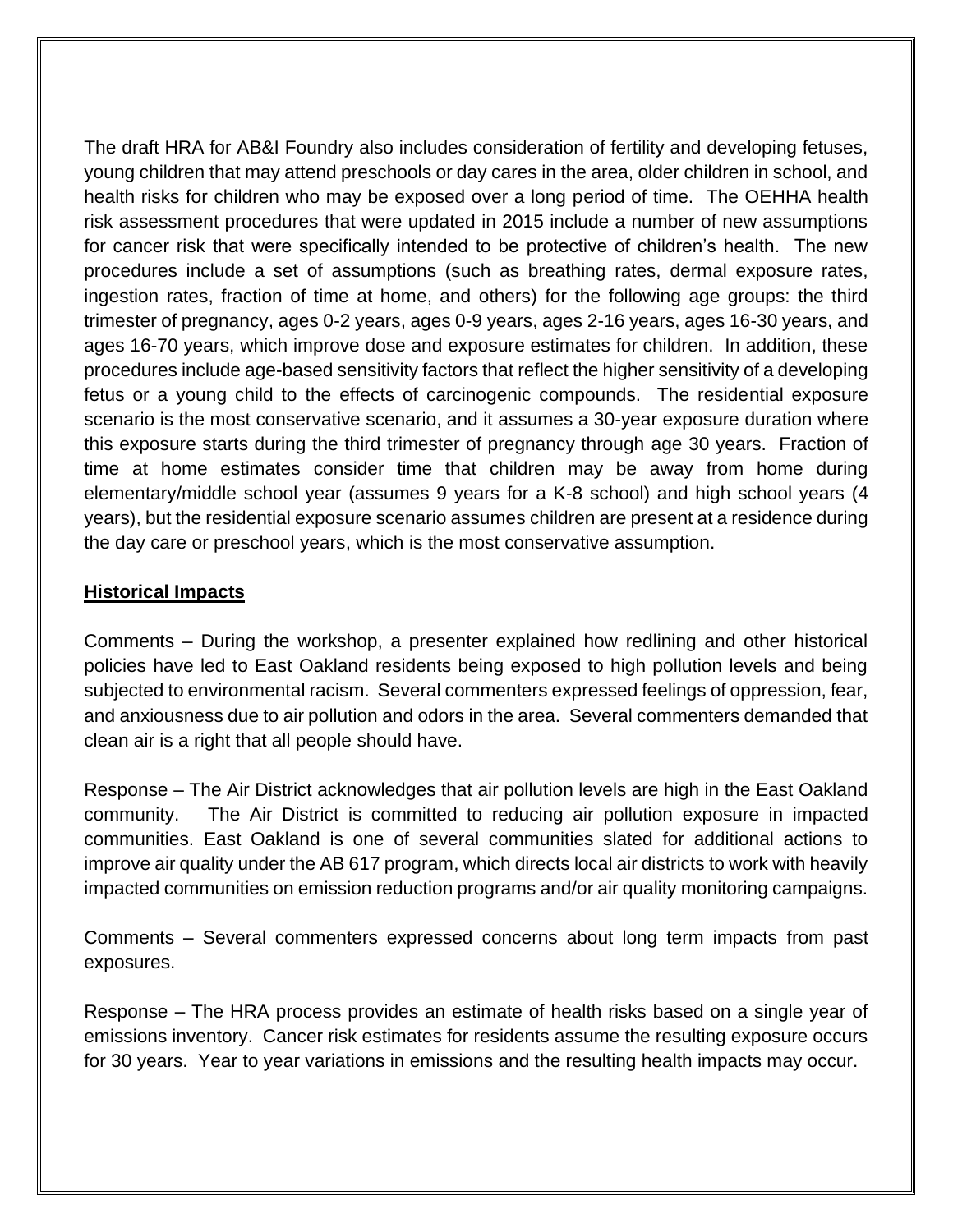The draft HRA for AB&I Foundry also includes consideration of fertility and developing fetuses, young children that may attend preschools or day cares in the area, older children in school, and health risks for children who may be exposed over a long period of time. The OEHHA health risk assessment procedures that were updated in 2015 include a number of new assumptions for cancer risk that were specifically intended to be protective of children's health. The new procedures include a set of assumptions (such as breathing rates, dermal exposure rates, ingestion rates, fraction of time at home, and others) for the following age groups: the third trimester of pregnancy, ages 0-2 years, ages 0-9 years, ages 2-16 years, ages 16-30 years, and ages 16-70 years, which improve dose and exposure estimates for children. In addition, these procedures include age-based sensitivity factors that reflect the higher sensitivity of a developing fetus or a young child to the effects of carcinogenic compounds. The residential exposure scenario is the most conservative scenario, and it assumes a 30-year exposure duration where this exposure starts during the third trimester of pregnancy through age 30 years. Fraction of time at home estimates consider time that children may be away from home during elementary/middle school year (assumes 9 years for a K-8 school) and high school years (4 years), but the residential exposure scenario assumes children are present at a residence during the day care or preschool years, which is the most conservative assumption.

**Historical Impacts**

Comments – During the workshop, a presenter explained how redlining and other historical policies have led to East Oakland residents being exposed to high pollution levels and being subjected to environmental racism. Several commenters expressed feelings of oppression, fear, and anxiousness due to air pollution and odors in the area. Several commenters demanded that clean air is a right that all people should have.

Response – The Air District acknowledges that air pollution levels are high in the East Oakland community. The Air District is committed to reducing air pollution exposure in impacted communities. East Oakland is one of several communities slated for additional actions to improve air quality under the AB 617 program, which directs local air districts to work with heavily impacted communities on emission reduction programs and/or air quality monitoring campaigns.

Comments – Several commenters expressed concerns about long term impacts from past exposures.

Response – The HRA process provides an estimate of health risks based on a single year of emissions inventory. Cancer risk estimates for residents assume the resulting exposure occurs for 30 years. Year to year variations in emissions and the resulting health impacts may occur.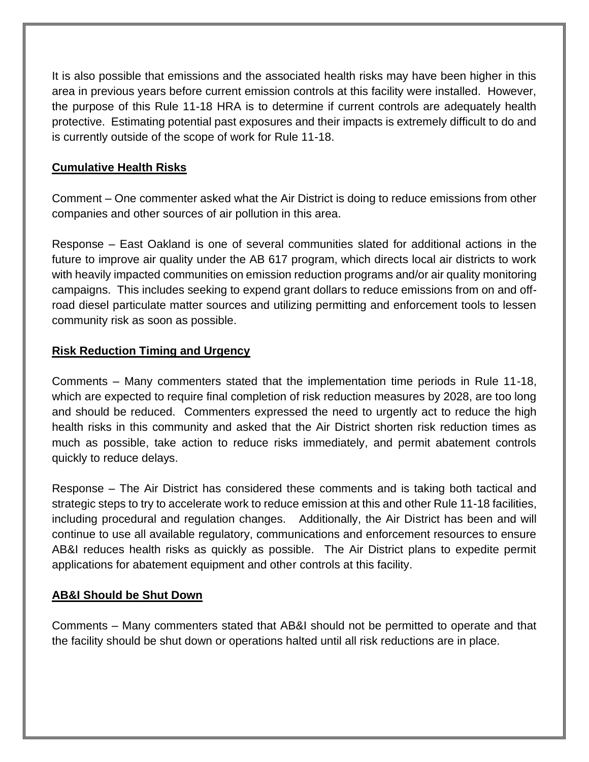It is also possible that emissions and the associated health risks may have been higher in this area in previous years before current emission controls at this facility were installed. However, the purpose of this Rule 11-18 HRA is to determine if current controls are adequately health protective. Estimating potential past exposures and their impacts is extremely difficult to do and is currently outside of the scope of work for Rule 11-18.

**Cumulative Health Risks**

Comment – One commenter asked what the Air District is doing to reduce emissions from other companies and other sources of air pollution in this area.

Response – East Oakland is one of several communities slated for additional actions in the future to improve air quality under the AB 617 program, which directs local air districts to work with heavily impacted communities on emission reduction programs and/or air quality monitoring campaigns. This includes seeking to expend grant dollars to reduce emissions from on and off-road diesel particulate matter sources and utilizing permitting and enforcement tools to lessen community risk as soon as possible.

**Risk Reduction Timing and Urgency**

Comments – Many commenters stated that the implementation time periods in Rule 11-18, which are expected to require final completion of risk reduction measures by 2028, are too long and should be reduced. Commenters expressed the need to urgently act to reduce the high health risks in this community and asked that the Air District shorten risk reduction times as much as possible, take action to reduce risks immediately, and permit abatement controls quickly to reduce delays.

Response – The Air District has considered these comments and is taking both tactical and strategic steps to try to accelerate work to reduce emission at this and other Rule 11-18 facilities, including procedural and regulation changes. Additionally, the Air District has been and will continue to use all available regulatory, communications and enforcement resources to ensure AB&I reduces health risks as quickly as possible. The Air District plans to expedite permit applications for abatement equipment and other controls at this facility.

**AB&I Should be Shut Down**

Comments – Many commenters stated that AB&I should not be permitted to operate and that the facility should be shut down or operations halted until all risk reductions are in place.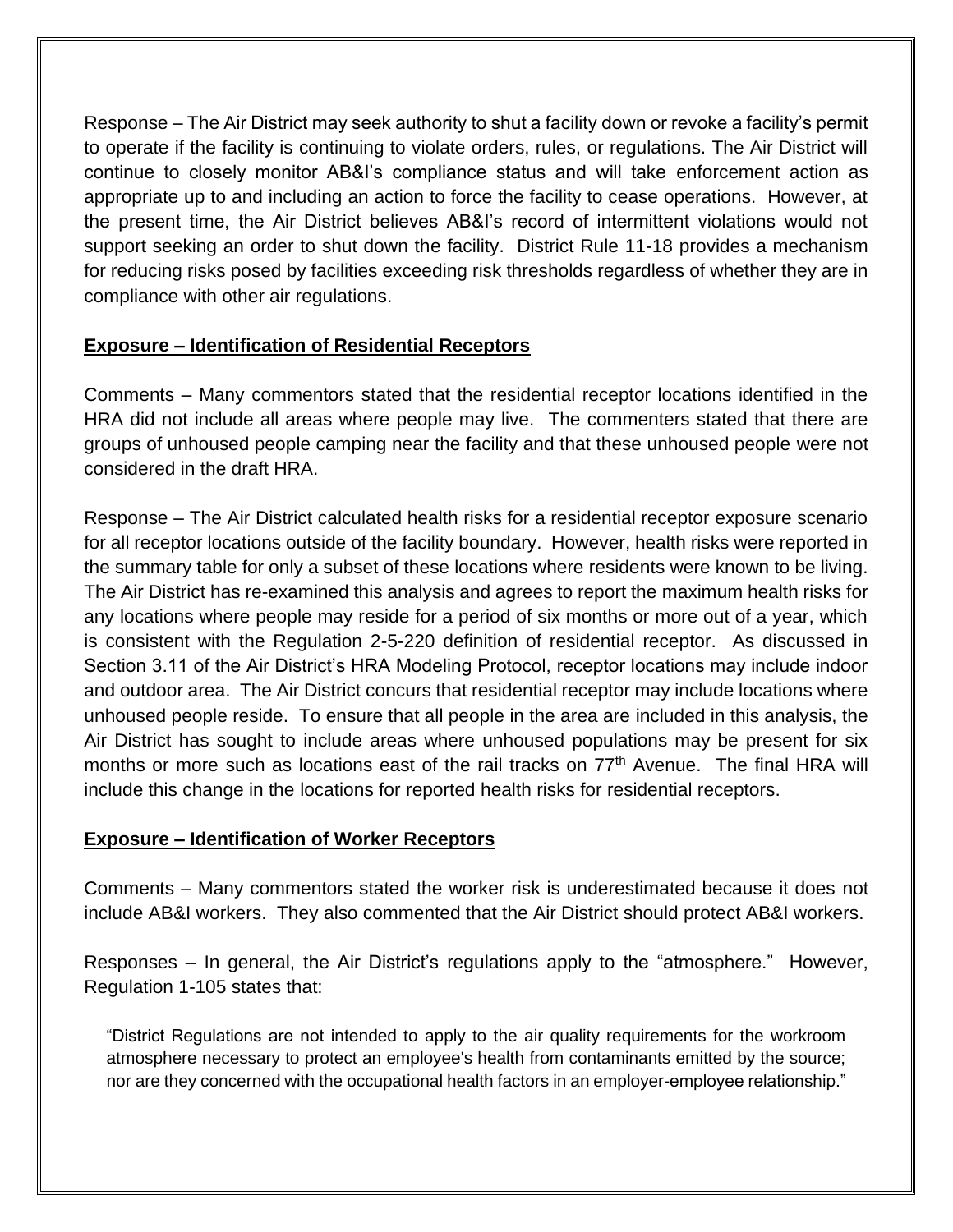Response – The Air District may seek authority to shut a facility down or revoke a facility's permit to operate if the facility is continuing to violate orders, rules, or regulations. The Air District will continue to closely monitor AB&I's compliance status and will take enforcement action as appropriate up to and including an action to force the facility to cease operations. However, at the present time, the Air District believes AB&I's record of intermittent violations would not support seeking an order to shut down the facility. District Rule 11-18 provides a mechanism for reducing risks posed by facilities exceeding risk thresholds regardless of whether they are in compliance with other air regulations.

**Exposure – Identification of Residential Receptors**

Comments – Many commentors stated that the residential receptor locations identified in the HRA did not include all areas where people may live. The commenters stated that there are groups of unhoused people camping near the facility and that these unhoused people were not considered in the draft HRA.

Response – The Air District calculated health risks for a residential receptor exposure scenario for all receptor locations outside of the facility boundary. However, health risks were reported in the summary table for only a subset of these locations where residents were known to be living. The Air District has re-examined this analysis and agrees to report the maximum health risks for any locations where people may reside for a period of six months or more out of a year, which is consistent with the Regulation 2-5-220 definition of residential receptor. As discussed in Section 3.11 of the Air District's HRA Modeling Protocol, receptor locations may include indoor and outdoor area. The Air District concurs that residential receptor may include locations where unhoused people reside. To ensure that all people in the area are included in this analysis, the Air District has sought to include areas where unhoused populations may be present for six months or more such as locations east of the rail tracks on 77th Avenue. The final HRA will include this change in the locations for reported health risks for residential receptors.

**Exposure – Identification of Worker Receptors**

Comments – Many commentors stated the worker risk is underestimated because it does not include AB&I workers. They also commented that the Air District should protect AB&I workers.

Responses – In general, the Air District's regulations apply to the "atmosphere." However, Regulation 1-105 states that:

> "District Regulations are not intended to apply to the air quality requirements for the workroom atmosphere necessary to protect an employee's health from contaminants emitted by the source; nor are they concerned with the occupational health factors in an employer-employee relationship."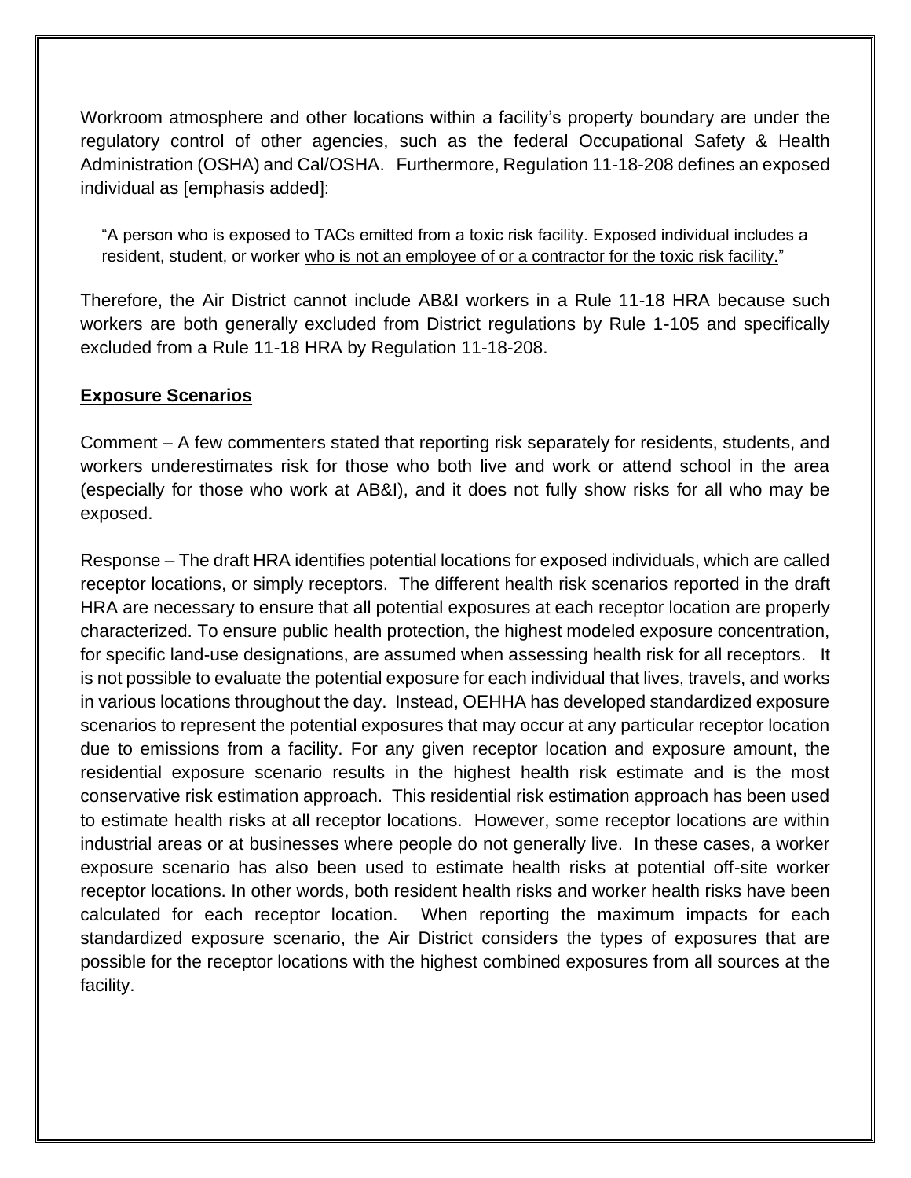Workroom atmosphere and other locations within a facility's property boundary are under the regulatory control of other agencies, such as the federal Occupational Safety & Health Administration (OSHA) and Cal/OSHA. Furthermore, Regulation 11-18-208 defines an exposed individual as [emphasis added]:

> "A person who is exposed to TACs emitted from a toxic risk facility. Exposed individual includes a resident, student, or worker <u>who is not an employee of or a contractor for the toxic risk facility.</u>"

Therefore, the Air District cannot include AB&I workers in a Rule 11-18 HRA because such workers are both generally excluded from District regulations by Rule 1-105 and specifically excluded from a Rule 11-18 HRA by Regulation 11-18-208.

## Exposure Scenarios

Comment – A few commenters stated that reporting risk separately for residents, students, and workers underestimates risk for those who both live and work or attend school in the area (especially for those who work at AB&I), and it does not fully show risks for all who may be exposed.

Response – The draft HRA identifies potential locations for exposed individuals, which are called receptor locations, or simply receptors. The different health risk scenarios reported in the draft HRA are necessary to ensure that all potential exposures at each receptor location are properly characterized. To ensure public health protection, the highest modeled exposure concentration, for specific land-use designations, are assumed when assessing health risk for all receptors. It is not possible to evaluate the potential exposure for each individual that lives, travels, and works in various locations throughout the day. Instead, OEHHA has developed standardized exposure scenarios to represent the potential exposures that may occur at any particular receptor location due to emissions from a facility. For any given receptor location and exposure amount, the residential exposure scenario results in the highest health risk estimate and is the most conservative risk estimation approach. This residential risk estimation approach has been used to estimate health risks at all receptor locations. However, some receptor locations are within industrial areas or at businesses where people do not generally live. In these cases, a worker exposure scenario has also been used to estimate health risks at potential off-site worker receptor locations. In other words, both resident health risks and worker health risks have been calculated for each receptor location. When reporting the maximum impacts for each standardized exposure scenario, the Air District considers the types of exposures that are possible for the receptor locations with the highest combined exposures from all sources at the facility.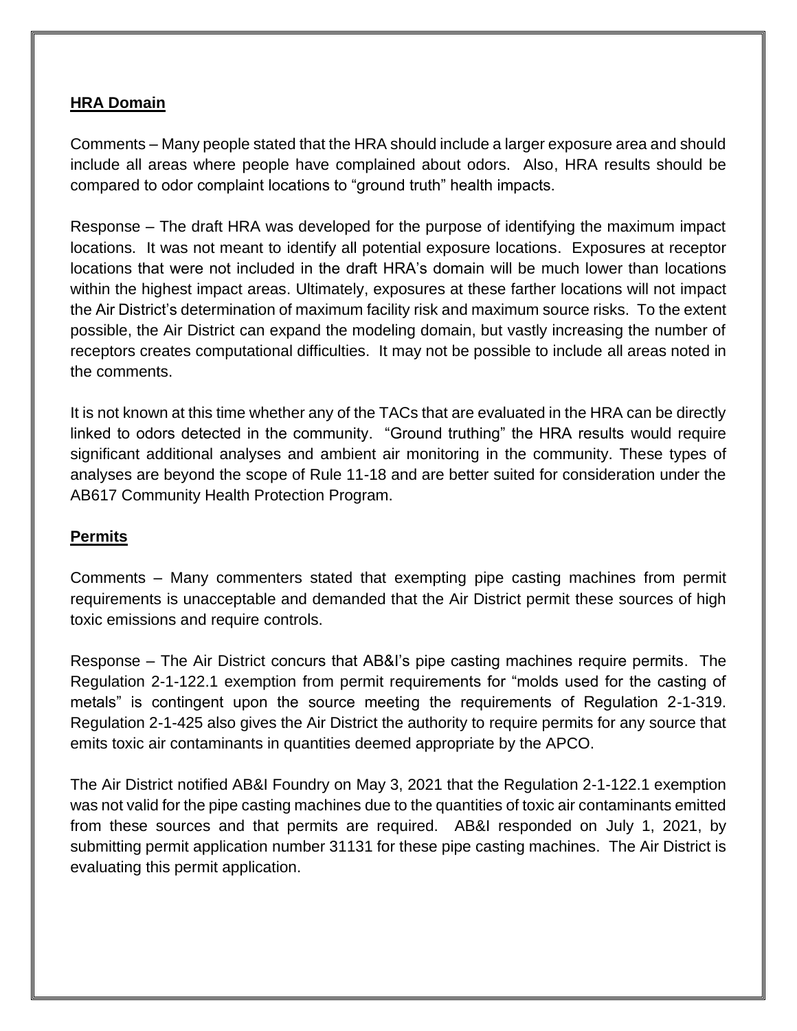**HRA Domain**

Comments – Many people stated that the HRA should include a larger exposure area and should include all areas where people have complained about odors. Also, HRA results should be compared to odor complaint locations to "ground truth" health impacts.

Response – The draft HRA was developed for the purpose of identifying the maximum impact locations. It was not meant to identify all potential exposure locations. Exposures at receptor locations that were not included in the draft HRA's domain will be much lower than locations within the highest impact areas. Ultimately, exposures at these farther locations will not impact the Air District's determination of maximum facility risk and maximum source risks. To the extent possible, the Air District can expand the modeling domain, but vastly increasing the number of receptors creates computational difficulties. It may not be possible to include all areas noted in the comments.

It is not known at this time whether any of the TACs that are evaluated in the HRA can be directly linked to odors detected in the community. "Ground truthing" the HRA results would require significant additional analyses and ambient air monitoring in the community. These types of analyses are beyond the scope of Rule 11-18 and are better suited for consideration under the AB617 Community Health Protection Program.

**Permits**

Comments – Many commenters stated that exempting pipe casting machines from permit requirements is unacceptable and demanded that the Air District permit these sources of high toxic emissions and require controls.

Response – The Air District concurs that AB&I's pipe casting machines require permits. The Regulation 2-1-122.1 exemption from permit requirements for "molds used for the casting of metals" is contingent upon the source meeting the requirements of Regulation 2-1-319. Regulation 2-1-425 also gives the Air District the authority to require permits for any source that emits toxic air contaminants in quantities deemed appropriate by the APCO.

The Air District notified AB&I Foundry on May 3, 2021 that the Regulation 2-1-122.1 exemption was not valid for the pipe casting machines due to the quantities of toxic air contaminants emitted from these sources and that permits are required. AB&I responded on July 1, 2021, by submitting permit application number 31131 for these pipe casting machines. The Air District is evaluating this permit application.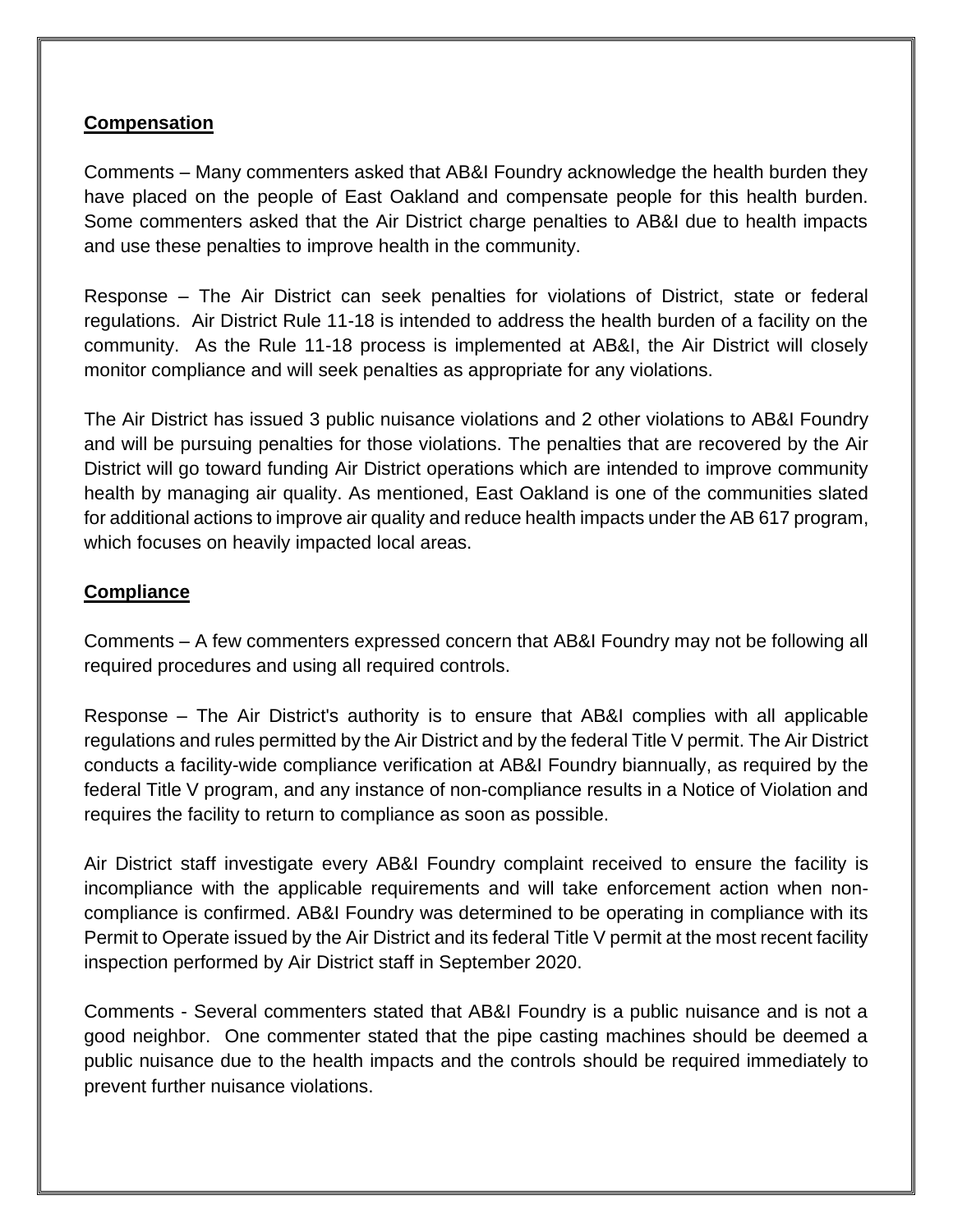## Compensation

Comments – Many commenters asked that AB&I Foundry acknowledge the health burden they have placed on the people of East Oakland and compensate people for this health burden. Some commenters asked that the Air District charge penalties to AB&I due to health impacts and use these penalties to improve health in the community.

Response – The Air District can seek penalties for violations of District, state or federal regulations. Air District Rule 11-18 is intended to address the health burden of a facility on the community. As the Rule 11-18 process is implemented at AB&I, the Air District will closely monitor compliance and will seek penalties as appropriate for any violations.

The Air District has issued 3 public nuisance violations and 2 other violations to AB&I Foundry and will be pursuing penalties for those violations. The penalties that are recovered by the Air District will go toward funding Air District operations which are intended to improve community health by managing air quality. As mentioned, East Oakland is one of the communities slated for additional actions to improve air quality and reduce health impacts under the AB 617 program, which focuses on heavily impacted local areas.

## Compliance

Comments – A few commenters expressed concern that AB&I Foundry may not be following all required procedures and using all required controls.

Response – The Air District's authority is to ensure that AB&I complies with all applicable regulations and rules permitted by the Air District and by the federal Title V permit. The Air District conducts a facility-wide compliance verification at AB&I Foundry biannually, as required by the federal Title V program, and any instance of non-compliance results in a Notice of Violation and requires the facility to return to compliance as soon as possible.

Air District staff investigate every AB&I Foundry complaint received to ensure the facility is incompliance with the applicable requirements and will take enforcement action when non-compliance is confirmed. AB&I Foundry was determined to be operating in compliance with its Permit to Operate issued by the Air District and its federal Title V permit at the most recent facility inspection performed by Air District staff in September 2020.

Comments - Several commenters stated that AB&I Foundry is a public nuisance and is not a good neighbor. One commenter stated that the pipe casting machines should be deemed a public nuisance due to the health impacts and the controls should be required immediately to prevent further nuisance violations.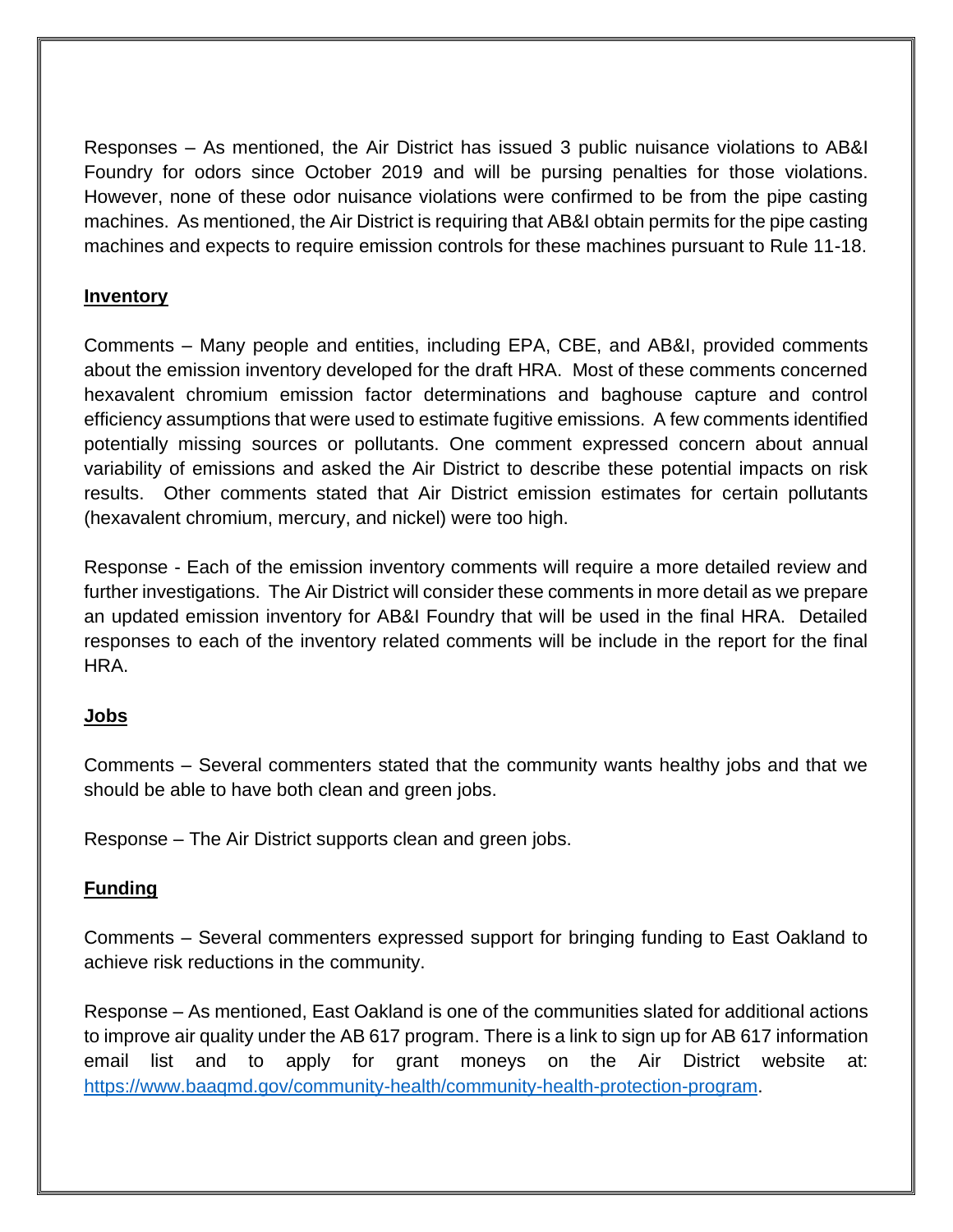Responses – As mentioned, the Air District has issued 3 public nuisance violations to AB&I Foundry for odors since October 2019 and will be pursing penalties for those violations. However, none of these odor nuisance violations were confirmed to be from the pipe casting machines. As mentioned, the Air District is requiring that AB&I obtain permits for the pipe casting machines and expects to require emission controls for these machines pursuant to Rule 11-18.

**Inventory**

Comments – Many people and entities, including EPA, CBE, and AB&I, provided comments about the emission inventory developed for the draft HRA. Most of these comments concerned hexavalent chromium emission factor determinations and baghouse capture and control efficiency assumptions that were used to estimate fugitive emissions. A few comments identified potentially missing sources or pollutants. One comment expressed concern about annual variability of emissions and asked the Air District to describe these potential impacts on risk results. Other comments stated that Air District emission estimates for certain pollutants (hexavalent chromium, mercury, and nickel) were too high.

Response - Each of the emission inventory comments will require a more detailed review and further investigations. The Air District will consider these comments in more detail as we prepare an updated emission inventory for AB&I Foundry that will be used in the final HRA. Detailed responses to each of the inventory related comments will be include in the report for the final HRA.

**Jobs**

Comments – Several commenters stated that the community wants healthy jobs and that we should be able to have both clean and green jobs.

Response – The Air District supports clean and green jobs.

**Funding**

Comments – Several commenters expressed support for bringing funding to East Oakland to achieve risk reductions in the community.

Response – As mentioned, East Oakland is one of the communities slated for additional actions to improve air quality under the AB 617 program. There is a link to sign up for AB 617 information email list and to apply for grant moneys on the Air District website at: [https://www.baaqmd.gov/community-health/community-health-protection-program](https://www.baaqmd.gov/community-health/community-health-protection-program).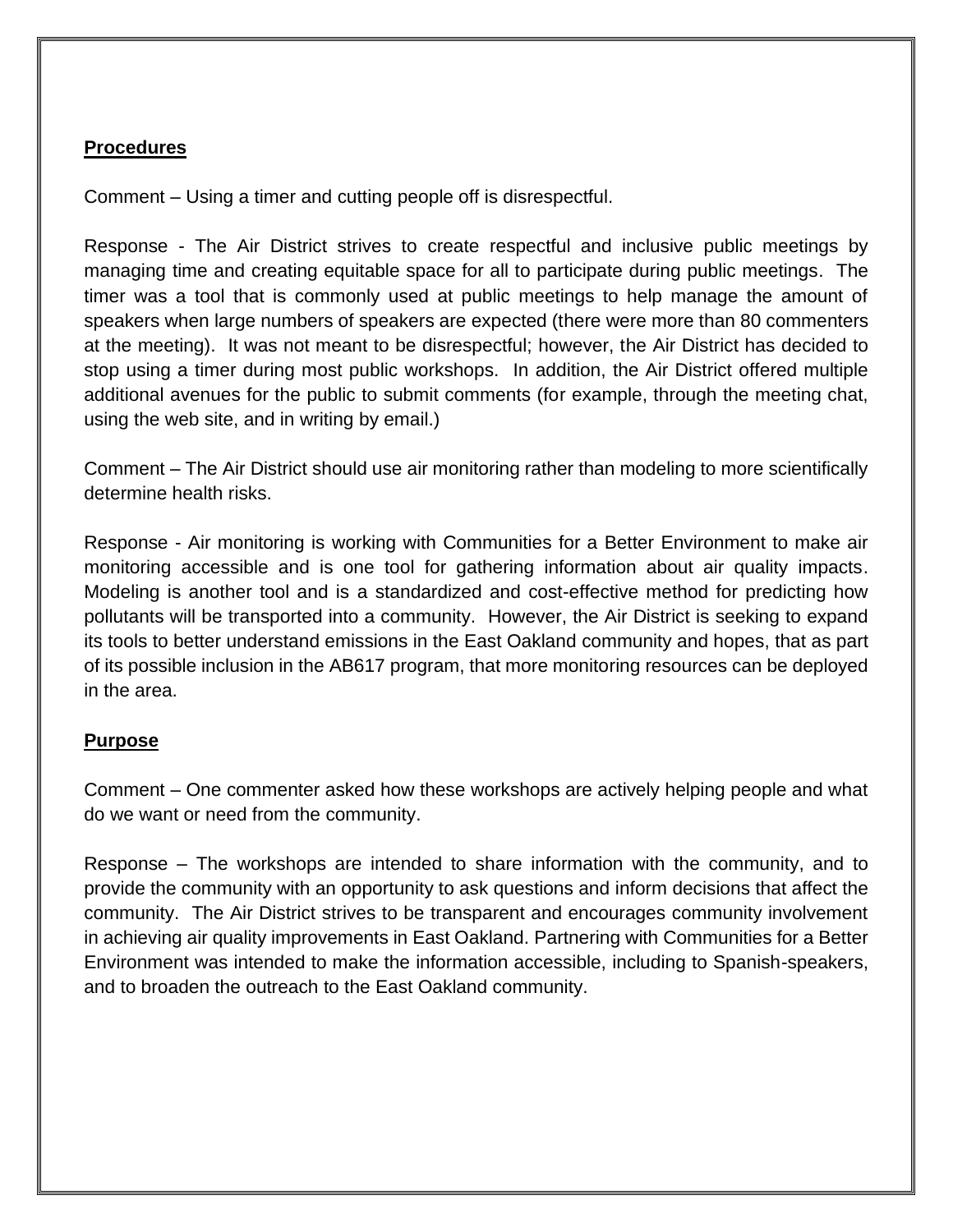**Procedures**

Comment – Using a timer and cutting people off is disrespectful.

Response - The Air District strives to create respectful and inclusive public meetings by managing time and creating equitable space for all to participate during public meetings. The timer was a tool that is commonly used at public meetings to help manage the amount of speakers when large numbers of speakers are expected (there were more than 80 commenters at the meeting). It was not meant to be disrespectful; however, the Air District has decided to stop using a timer during most public workshops. In addition, the Air District offered multiple additional avenues for the public to submit comments (for example, through the meeting chat, using the web site, and in writing by email.)

Comment – The Air District should use air monitoring rather than modeling to more scientifically determine health risks.

Response - Air monitoring is working with Communities for a Better Environment to make air monitoring accessible and is one tool for gathering information about air quality impacts. Modeling is another tool and is a standardized and cost-effective method for predicting how pollutants will be transported into a community. However, the Air District is seeking to expand its tools to better understand emissions in the East Oakland community and hopes, that as part of its possible inclusion in the AB617 program, that more monitoring resources can be deployed in the area.

**Purpose**

Comment – One commenter asked how these workshops are actively helping people and what do we want or need from the community.

Response – The workshops are intended to share information with the community, and to provide the community with an opportunity to ask questions and inform decisions that affect the community. The Air District strives to be transparent and encourages community involvement in achieving air quality improvements in East Oakland. Partnering with Communities for a Better Environment was intended to make the information accessible, including to Spanish-speakers, and to broaden the outreach to the East Oakland community.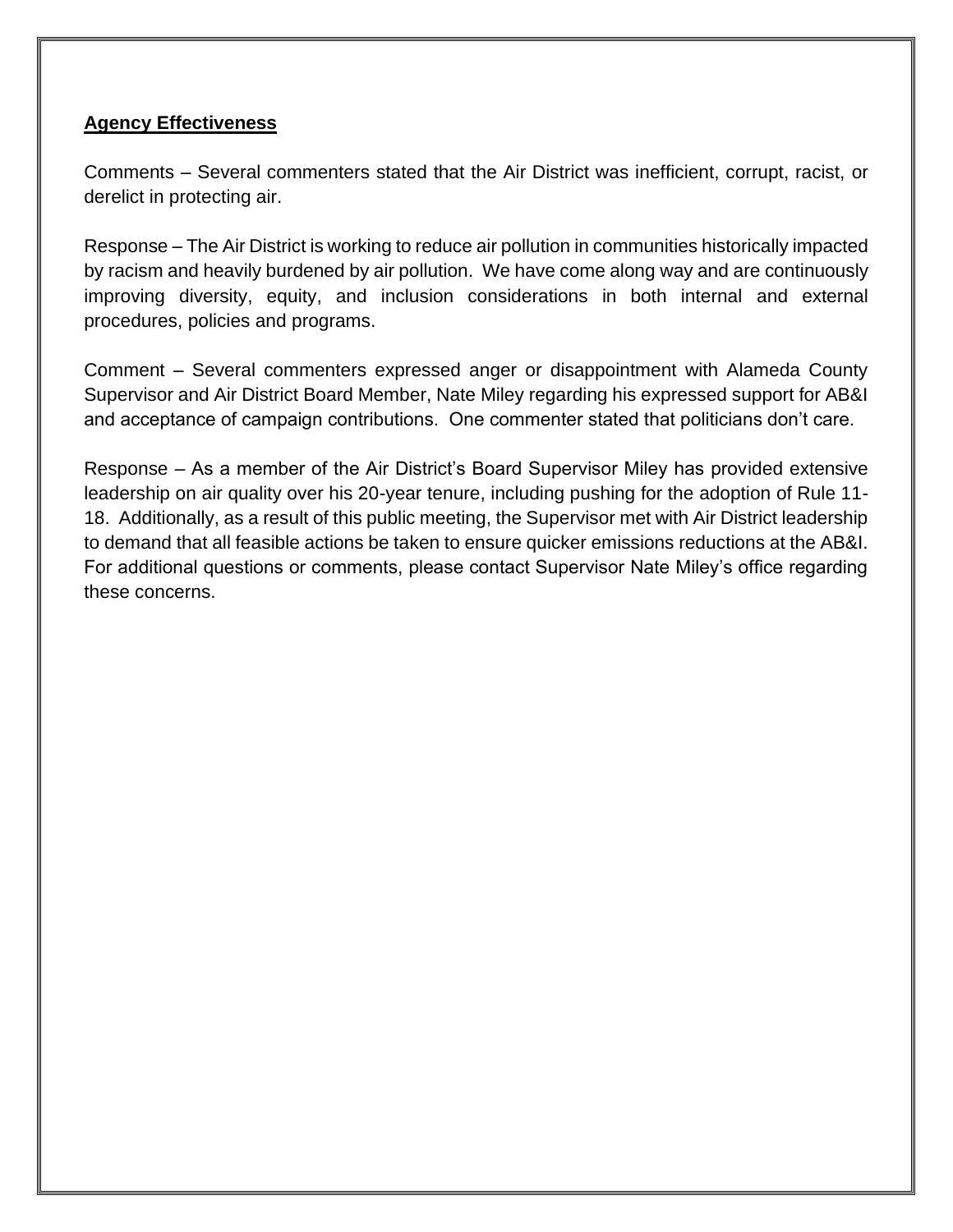**Agency Effectiveness**

Comments – Several commenters stated that the Air District was inefficient, corrupt, racist, or derelict in protecting air.

Response – The Air District is working to reduce air pollution in communities historically impacted by racism and heavily burdened by air pollution. We have come along way and are continuously improving diversity, equity, and inclusion considerations in both internal and external procedures, policies and programs.

Comment – Several commenters expressed anger or disappointment with Alameda County Supervisor and Air District Board Member, Nate Miley regarding his expressed support for AB&I and acceptance of campaign contributions. One commenter stated that politicians don't care.

Response – As a member of the Air District's Board Supervisor Miley has provided extensive leadership on air quality over his 20-year tenure, including pushing for the adoption of Rule 11-18. Additionally, as a result of this public meeting, the Supervisor met with Air District leadership to demand that all feasible actions be taken to ensure quicker emissions reductions at the AB&I. For additional questions or comments, please contact Supervisor Nate Miley's office regarding these concerns.